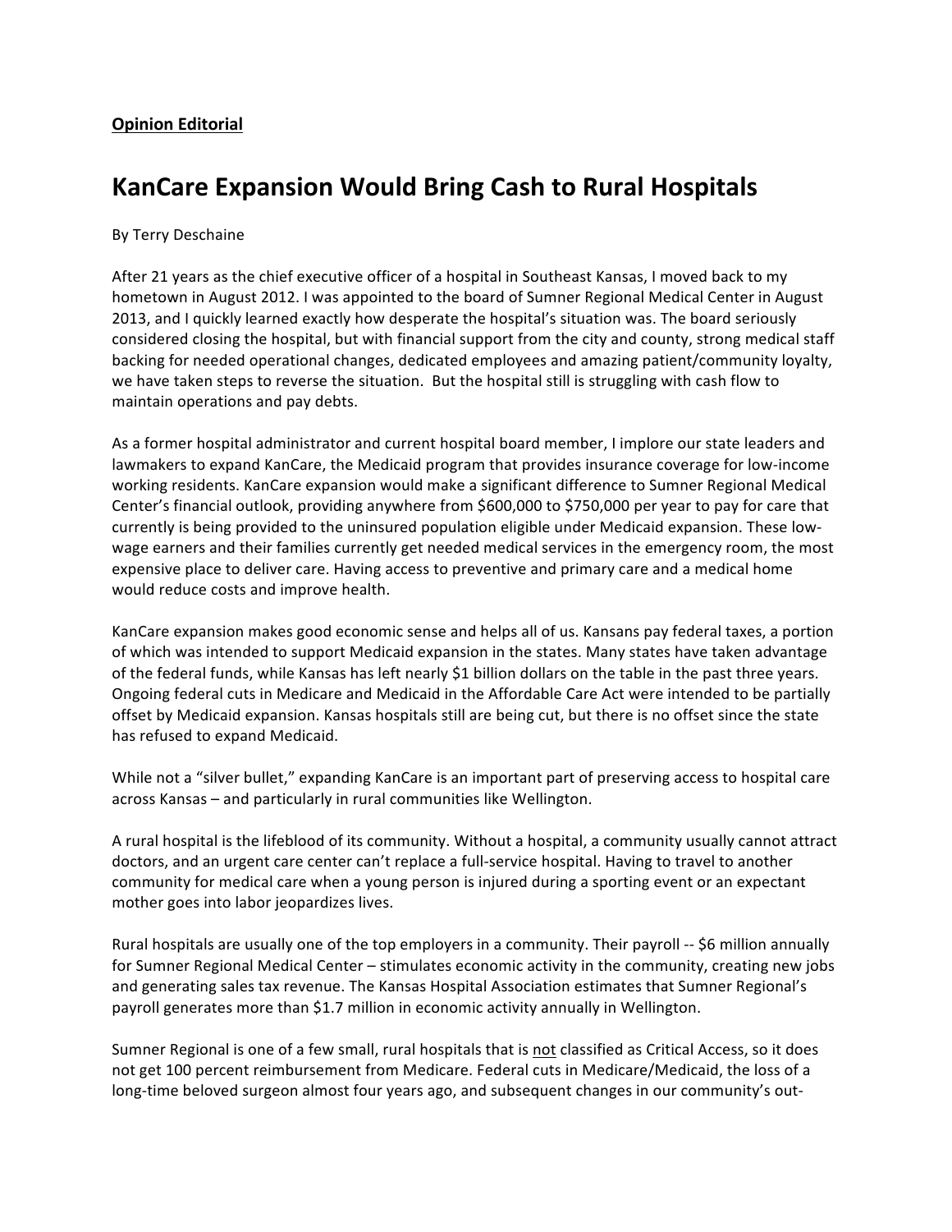**Opinion Editorial**

# KanCare Expansion Would Bring Cash to Rural Hospitals

By Terry Deschaine

After 21 years as the chief executive officer of a hospital in Southeast Kansas, I moved back to my hometown in August 2012. I was appointed to the board of Sumner Regional Medical Center in August 2013, and I quickly learned exactly how desperate the hospital's situation was. The board seriously considered closing the hospital, but with financial support from the city and county, strong medical staff backing for needed operational changes, dedicated employees and amazing patient/community loyalty, we have taken steps to reverse the situation. But the hospital still is struggling with cash flow to maintain operations and pay debts.

As a former hospital administrator and current hospital board member, I implore our state leaders and lawmakers to expand KanCare, the Medicaid program that provides insurance coverage for low-income working residents. KanCare expansion would make a significant difference to Sumner Regional Medical Center's financial outlook, providing anywhere from $600,000 to $750,000 per year to pay for care that currently is being provided to the uninsured population eligible under Medicaid expansion. These low-wage earners and their families currently get needed medical services in the emergency room, the most expensive place to deliver care. Having access to preventive and primary care and a medical home would reduce costs and improve health.

KanCare expansion makes good economic sense and helps all of us. Kansans pay federal taxes, a portion of which was intended to support Medicaid expansion in the states. Many states have taken advantage of the federal funds, while Kansas has left nearly $1 billion dollars on the table in the past three years. Ongoing federal cuts in Medicare and Medicaid in the Affordable Care Act were intended to be partially offset by Medicaid expansion. Kansas hospitals still are being cut, but there is no offset since the state has refused to expand Medicaid.

While not a "silver bullet," expanding KanCare is an important part of preserving access to hospital care across Kansas – and particularly in rural communities like Wellington.

A rural hospital is the lifeblood of its community. Without a hospital, a community usually cannot attract doctors, and an urgent care center can't replace a full-service hospital. Having to travel to another community for medical care when a young person is injured during a sporting event or an expectant mother goes into labor jeopardizes lives.

Rural hospitals are usually one of the top employers in a community. Their payroll -- $6 million annually for Sumner Regional Medical Center – stimulates economic activity in the community, creating new jobs and generating sales tax revenue. The Kansas Hospital Association estimates that Sumner Regional's payroll generates more than $1.7 million in economic activity annually in Wellington.

Sumner Regional is one of a few small, rural hospitals that is <u>not</u> classified as Critical Access, so it does not get 100 percent reimbursement from Medicare. Federal cuts in Medicare/Medicaid, the loss of a long-time beloved surgeon almost four years ago, and subsequent changes in our community's out-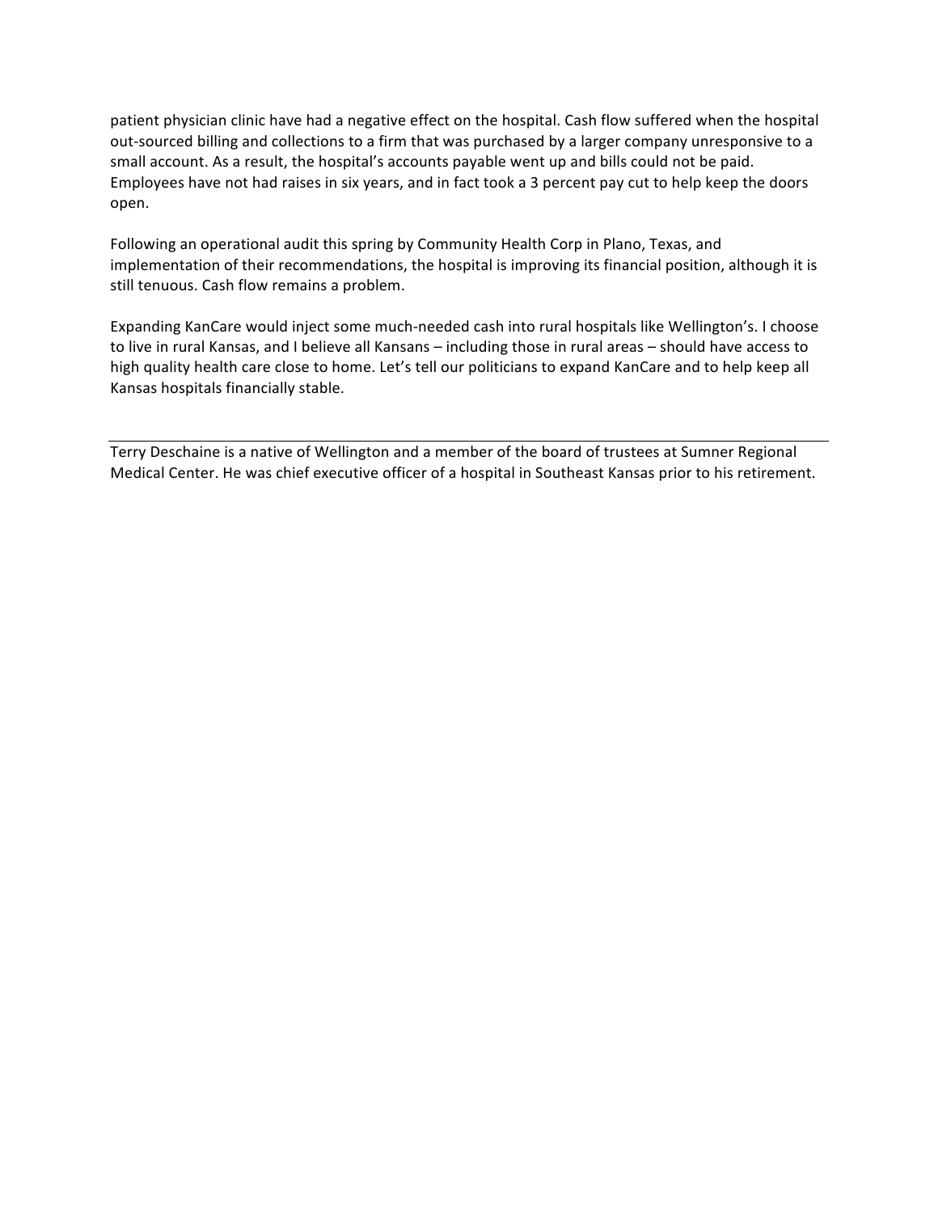patient physician clinic have had a negative effect on the hospital. Cash flow suffered when the hospital out-sourced billing and collections to a firm that was purchased by a larger company unresponsive to a small account. As a result, the hospital's accounts payable went up and bills could not be paid. Employees have not had raises in six years, and in fact took a 3 percent pay cut to help keep the doors open.

Following an operational audit this spring by Community Health Corp in Plano, Texas, and implementation of their recommendations, the hospital is improving its financial position, although it is still tenuous. Cash flow remains a problem.

Expanding KanCare would inject some much-needed cash into rural hospitals like Wellington's. I choose to live in rural Kansas, and I believe all Kansans – including those in rural areas – should have access to high quality health care close to home. Let's tell our politicians to expand KanCare and to help keep all Kansas hospitals financially stable.

---

Terry Deschaine is a native of Wellington and a member of the board of trustees at Sumner Regional Medical Center. He was chief executive officer of a hospital in Southeast Kansas prior to his retirement.